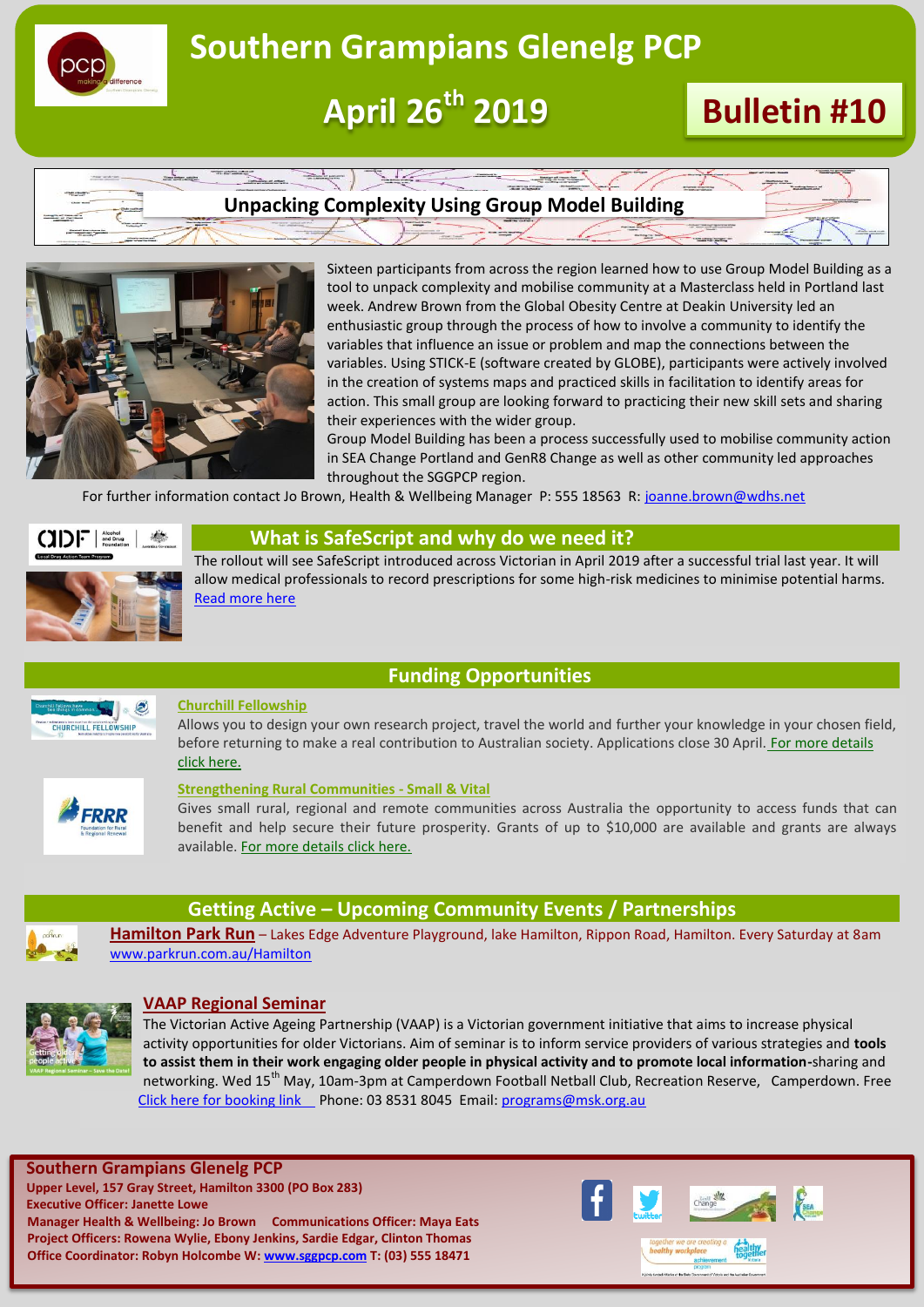# Southern Grampians Glenelg PCP

## April 26th 2019

## Bulletin #10

## Unpacking Complexity Using Group Model Building

Sixteen participants from across the region learned how to use Group Model Building as a tool to unpack complexity and mobilise community at a Masterclass held in Portland last week. Andrew Brown from the Global Obesity Centre at Deakin University led an enthusiastic group through the process of how to involve a community to identify the variables that influence an issue or problem and map the connections between the variables. Using STICK-E (software created by GLOBE), participants were actively involved in the creation of systems maps and practiced skills in facilitation to identify areas for action. This small group are looking forward to practicing their new skill sets and sharing their experiences with the wider group.

Group Model Building has been a process successfully used to mobilise community action in SEA Change Portland and GenR8 Change as well as other community led approaches throughout the SGGPCP region.

For further information contact Jo Brown, Health & Wellbeing Manager P: 555 18563 R: joanne.brown@wdhs.net

## What is SafeScript and why do we need it?

The rollout will see SafeScript introduced across Victorian in April 2019 after a successful trial last year. It will allow medical professionals to record prescriptions for some high-risk medicines to minimise potential harms. Read more here

## Funding Opportunities

**Churchill Fellowship**

Allows you to design your own research project, travel the world and further your knowledge in your chosen field, before returning to make a real contribution to Australian society. Applications close 30 April. For more details click here.

**Strengthening Rural Communities - Small & Vital**

Gives small rural, regional and remote communities across Australia the opportunity to access funds that can benefit and help secure their future prosperity. Grants of up to $10,000 are available and grants are always available. For more details click here.

## Getting Active – Upcoming Community Events / Partnerships

**Hamilton Park Run** – Lakes Edge Adventure Playground, lake Hamilton, Rippon Road, Hamilton. Every Saturday at 8am www.parkrun.com.au/Hamilton

**VAAP Regional Seminar**

The Victorian Active Ageing Partnership (VAAP) is a Victorian government initiative that aims to increase physical activity opportunities for older Victorians. Aim of seminar is to inform service providers of various strategies and **tools to assist them in their work engaging older people in physical activity and to promote local information-**sharing and networking. Wed 15th May, 10am-3pm at Camperdown Football Netball Club, Recreation Reserve, Camperdown. Free Click here for booking link Phone: 03 8531 8045 Email: programs@msk.org.au

**Southern Grampians Glenelg PCP**

**Upper Level, 157 Gray Street, Hamilton 3300 (PO Box 283)**
**Executive Officer: Janette Lowe**
**Manager Health & Wellbeing: Jo Brown Communications Officer: Maya Eats**
**Project Officers: Rowena Wylie, Ebony Jenkins, Sardie Edgar, Clinton Thomas**
**Office Coordinator: Robyn Holcombe W: www.sggpcp.com T: (03) 555 18471**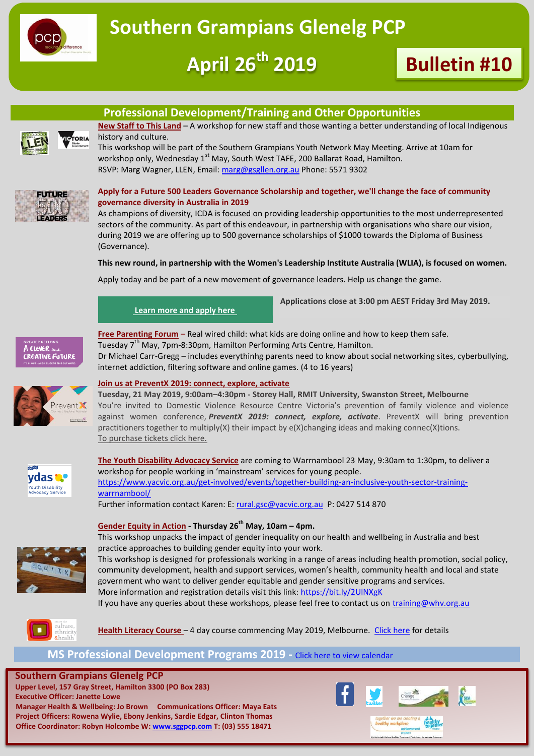# Southern Grampians Glenelg PCP

## April 26th 2019

## Bulletin #10

## Professional Development/Training and Other Opportunities

**New Staff to This Land** – A workshop for new staff and those wanting a better understanding of local Indigenous history and culture.
This workshop will be part of the Southern Grampians Youth Network May Meeting. Arrive at 10am for workshop only, Wednesday 1st May, South West TAFE, 200 Ballarat Road, Hamilton.
RSVP: Marg Wagner, LLEN, Email: marg@gsgllen.org.au Phone: 5571 9302

**Apply for a Future 500 Leaders Governance Scholarship and together, we'll change the face of community governance diversity in Australia in 2019**

As champions of diversity, ICDA is focused on providing leadership opportunities to the most underrepresented sectors of the community. As part of this endeavour, in partnership with organisations who share our vision, during 2019 we are offering up to 500 governance scholarships of $1000 towards the Diploma of Business (Governance).

**This new round, in partnership with the Women's Leadership Institute Australia (WLIA), is focused on women.**

Apply today and be part of a new movement of governance leaders. Help us change the game.

Learn more and apply here

**Applications close at 3:00 pm AEST Friday 3rd May 2019.**

**Free Parenting Forum** – Real wired child: what kids are doing online and how to keep them safe.
Tuesday 7th May, 7pm-8:30pm, Hamilton Performing Arts Centre, Hamilton.
Dr Michael Carr-Gregg – includes everythinhg parents need to know about social networking sites, cyberbullying, internet addiction, filtering software and online games. (4 to 16 years)

**Join us at PreventX 2019: connect, explore, activate**

**Tuesday, 21 May 2019, 9:00am–4:30pm - Storey Hall, RMIT University, Swanston Street, Melbourne**
You're invited to Domestic Violence Resource Centre Victoria's prevention of family violence and violence against women conference, ***PreventX 2019: connect, explore, activate***. PreventX will bring prevention practitioners together to multiply(X) their impact by e(X)changing ideas and making connec(X)tions.
To purchase tickets click here.

**The Youth Disability Advocacy Service** are coming to Warrnambool 23 May, 9:30am to 1:30pm, to deliver a workshop for people working in 'mainstream' services for young people.
https://www.yacvic.org.au/get-involved/events/together-building-an-inclusive-youth-sector-training-warrnambool/
Further information contact Karen: E: rural.gsc@yacvic.org.au P: 0427 514 870

**Gender Equity in Action - Thursday 26th May, 10am – 4pm.**
This workshop unpacks the impact of gender inequality on our health and wellbeing in Australia and best practice approaches to building gender equity into your work.
This workshop is designed for professionals working in a range of areas including health promotion, social policy, community development, health and support services, women's health, community health and local and state government who want to deliver gender equitable and gender sensitive programs and services.
More information and registration details visit this link: https://bit.ly/2UlNXgK
If you have any queries about these workshops, please feel free to contact us on training@whv.org.au

**Health Literacy Course** – 4 day course commencing May 2019, Melbourne. Click here for details

## MS Professional Development Programs 2019 - Click here to view calendar

**Southern Grampians Glenelg PCP**
**Upper Level, 157 Gray Street, Hamilton 3300 (PO Box 283)**
**Executive Officer: Janette Lowe**
**Manager Health & Wellbeing: Jo Brown Communications Officer: Maya Eats**
**Project Officers: Rowena Wylie, Ebony Jenkins, Sardie Edgar, Clinton Thomas**
**Office Coordinator: Robyn Holcombe W: www.sggpcp.com T: (03) 555 18471**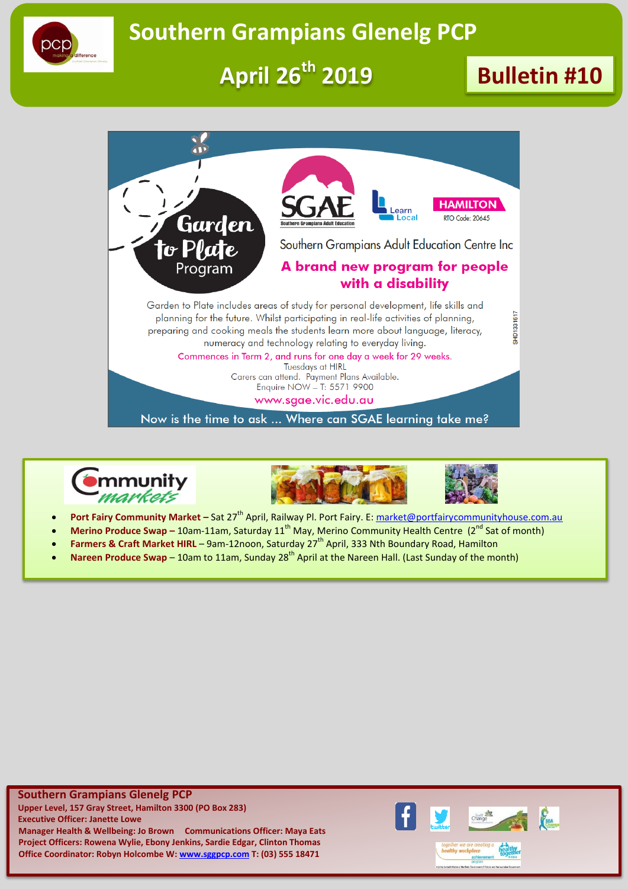# Southern Grampians Glenelg PCP

## April 26th 2019

**Bulletin #10**

# Garden to Plate Program

SGAE Southern Grampians Adult Education

Learn Local

HAMILTON RTO Code: 20645

Southern Grampians Adult Education Centre Inc

**A brand new program for people with a disability**

Garden to Plate includes areas of study for personal development, life skills and planning for the future. Whilst participating in real-life activities of planning, preparing and cooking meals the students learn more about language, literacy, numeracy and technology relating to everyday living.

Commences in Term 2, and runs for one day a week for 29 weeks.

Tuesdays at HIRL

Carers can attend. Payment Plans Available.

Enquire NOW – T: 5571 9900

www.sgae.vic.edu.au

Now is the time to ask ... Where can SGAE learning take me?

SHD1331617

## Community markets

- **Port Fairy Community Market –** Sat 27th April, Railway Pl. Port Fairy. E: market@portfairycommunityhouse.com.au
- **Merino Produce Swap –** 10am-11am, Saturday 11th May, Merino Community Health Centre (2nd Sat of month)
- **Farmers & Craft Market HIRL** – 9am-12noon, Saturday 27th April, 333 Nth Boundary Road, Hamilton
- **Nareen Produce Swap** – 10am to 11am, Sunday 28th April at the Nareen Hall. (Last Sunday of the month)

**Southern Grampians Glenelg PCP**
**Upper Level, 157 Gray Street, Hamilton 3300 (PO Box 283)**
**Executive Officer: Janette Lowe**
**Manager Health & Wellbeing: Jo Brown Communications Officer: Maya Eats**
**Project Officers: Rowena Wylie, Ebony Jenkins, Sardie Edgar, Clinton Thomas**
**Office Coordinator: Robyn Holcombe W: www.sggpcp.com T: (03) 555 18471**